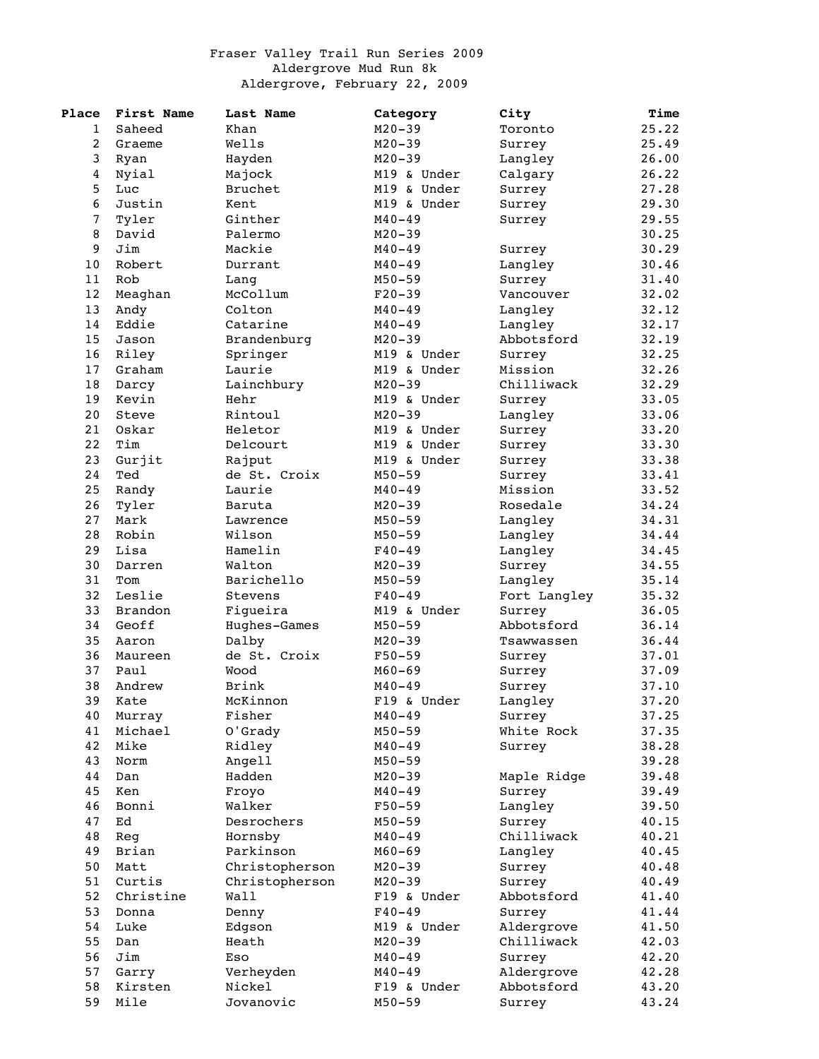# Fraser Valley Trail Run Series 2009

## Aldergrove Mud Run 8k

Aldergrove, February 22, 2009

| Place | First Name | Last Name | Category | City | Time |
|---|---|---|---|---|---|
| 1 | Saheed | Khan | M20-39 | Toronto | 25.22 |
| 2 | Graeme | Wells | M20-39 | Surrey | 25.49 |
| 3 | Ryan | Hayden | M20-39 | Langley | 26.00 |
| 4 | Nyial | Majock | M19 & Under | Calgary | 26.22 |
| 5 | Luc | Bruchet | M19 & Under | Surrey | 27.28 |
| 6 | Justin | Kent | M19 & Under | Surrey | 29.30 |
| 7 | Tyler | Ginther | M40-49 | Surrey | 29.55 |
| 8 | David | Palermo | M20-39 | | 30.25 |
| 9 | Jim | Mackie | M40-49 | Surrey | 30.29 |
| 10 | Robert | Durrant | M40-49 | Langley | 30.46 |
| 11 | Rob | Lang | M50-59 | Surrey | 31.40 |
| 12 | Meaghan | McCollum | F20-39 | Vancouver | 32.02 |
| 13 | Andy | Colton | M40-49 | Langley | 32.12 |
| 14 | Eddie | Catarine | M40-49 | Langley | 32.17 |
| 15 | Jason | Brandenburg | M20-39 | Abbotsford | 32.19 |
| 16 | Riley | Springer | M19 & Under | Surrey | 32.25 |
| 17 | Graham | Laurie | M19 & Under | Mission | 32.26 |
| 18 | Darcy | Lainchbury | M20-39 | Chilliwack | 32.29 |
| 19 | Kevin | Hehr | M19 & Under | Surrey | 33.05 |
| 20 | Steve | Rintoul | M20-39 | Langley | 33.06 |
| 21 | Oskar | Heletor | M19 & Under | Surrey | 33.20 |
| 22 | Tim | Delcourt | M19 & Under | Surrey | 33.30 |
| 23 | Gurjit | Rajput | M19 & Under | Surrey | 33.38 |
| 24 | Ted | de St. Croix | M50-59 | Surrey | 33.41 |
| 25 | Randy | Laurie | M40-49 | Mission | 33.52 |
| 26 | Tyler | Baruta | M20-39 | Rosedale | 34.24 |
| 27 | Mark | Lawrence | M50-59 | Langley | 34.31 |
| 28 | Robin | Wilson | M50-59 | Langley | 34.44 |
| 29 | Lisa | Hamelin | F40-49 | Langley | 34.45 |
| 30 | Darren | Walton | M20-39 | Surrey | 34.55 |
| 31 | Tom | Barichello | M50-59 | Langley | 35.14 |
| 32 | Leslie | Stevens | F40-49 | Fort Langley | 35.32 |
| 33 | Brandon | Figueira | M19 & Under | Surrey | 36.05 |
| 34 | Geoff | Hughes-Games | M50-59 | Abbotsford | 36.14 |
| 35 | Aaron | Dalby | M20-39 | Tsawwassen | 36.44 |
| 36 | Maureen | de St. Croix | F50-59 | Surrey | 37.01 |
| 37 | Paul | Wood | M60-69 | Surrey | 37.09 |
| 38 | Andrew | Brink | M40-49 | Surrey | 37.10 |
| 39 | Kate | McKinnon | F19 & Under | Langley | 37.20 |
| 40 | Murray | Fisher | M40-49 | Surrey | 37.25 |
| 41 | Michael | O'Grady | M50-59 | White Rock | 37.35 |
| 42 | Mike | Ridley | M40-49 | Surrey | 38.28 |
| 43 | Norm | Angell | M50-59 | | 39.28 |
| 44 | Dan | Hadden | M20-39 | Maple Ridge | 39.48 |
| 45 | Ken | Froyo | M40-49 | Surrey | 39.49 |
| 46 | Bonni | Walker | F50-59 | Langley | 39.50 |
| 47 | Ed | Desrochers | M50-59 | Surrey | 40.15 |
| 48 | Reg | Hornsby | M40-49 | Chilliwack | 40.21 |
| 49 | Brian | Parkinson | M60-69 | Langley | 40.45 |
| 50 | Matt | Christopherson | M20-39 | Surrey | 40.48 |
| 51 | Curtis | Christopherson | M20-39 | Surrey | 40.49 |
| 52 | Christine | Wall | F19 & Under | Abbotsford | 41.40 |
| 53 | Donna | Denny | F40-49 | Surrey | 41.44 |
| 54 | Luke | Edgson | M19 & Under | Aldergrove | 41.50 |
| 55 | Dan | Heath | M20-39 | Chilliwack | 42.03 |
| 56 | Jim | Eso | M40-49 | Surrey | 42.20 |
| 57 | Garry | Verheyden | M40-49 | Aldergrove | 42.28 |
| 58 | Kirsten | Nickel | F19 & Under | Abbotsford | 43.20 |
| 59 | Mile | Jovanovic | M50-59 | Surrey | 43.24 |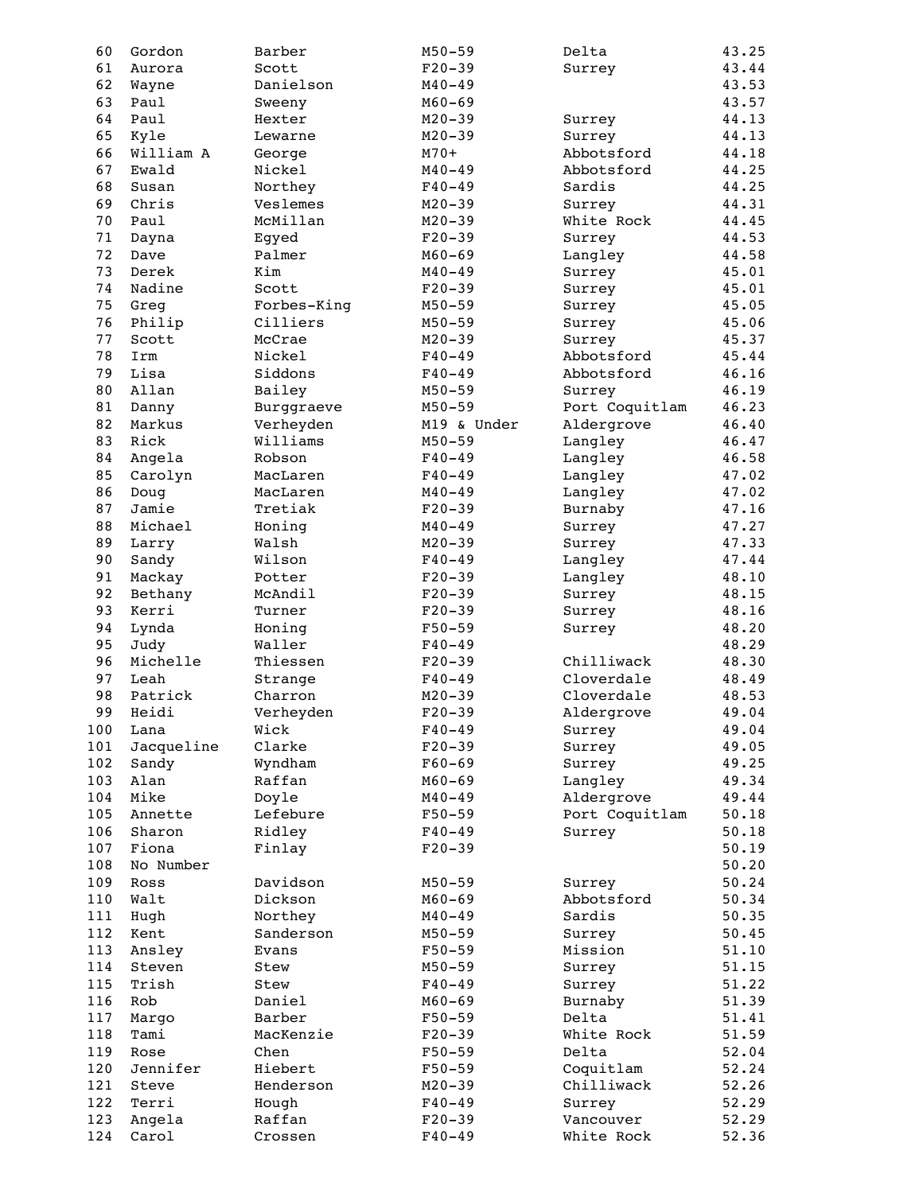| | | | | | |
|---|---|---|---|---|---|
| 60 | Gordon | Barber | M50-59 | Delta | 43.25 |
| 61 | Aurora | Scott | F20-39 | Surrey | 43.44 |
| 62 | Wayne | Danielson | M40-49 | | 43.53 |
| 63 | Paul | Sweeny | M60-69 | | 43.57 |
| 64 | Paul | Hexter | M20-39 | Surrey | 44.13 |
| 65 | Kyle | Lewarne | M20-39 | Surrey | 44.13 |
| 66 | William A | George | M70+ | Abbotsford | 44.18 |
| 67 | Ewald | Nickel | M40-49 | Abbotsford | 44.25 |
| 68 | Susan | Northey | F40-49 | Sardis | 44.25 |
| 69 | Chris | Veslemes | M20-39 | Surrey | 44.31 |
| 70 | Paul | McMillan | M20-39 | White Rock | 44.45 |
| 71 | Dayna | Egyed | F20-39 | Surrey | 44.53 |
| 72 | Dave | Palmer | M60-69 | Langley | 44.58 |
| 73 | Derek | Kim | M40-49 | Surrey | 45.01 |
| 74 | Nadine | Scott | F20-39 | Surrey | 45.01 |
| 75 | Greg | Forbes-King | M50-59 | Surrey | 45.05 |
| 76 | Philip | Cilliers | M50-59 | Surrey | 45.06 |
| 77 | Scott | McCrae | M20-39 | Surrey | 45.37 |
| 78 | Irm | Nickel | F40-49 | Abbotsford | 45.44 |
| 79 | Lisa | Siddons | F40-49 | Abbotsford | 46.16 |
| 80 | Allan | Bailey | M50-59 | Surrey | 46.19 |
| 81 | Danny | Burggraeve | M50-59 | Port Coquitlam | 46.23 |
| 82 | Markus | Verheyden | M19 & Under | Aldergrove | 46.40 |
| 83 | Rick | Williams | M50-59 | Langley | 46.47 |
| 84 | Angela | Robson | F40-49 | Langley | 46.58 |
| 85 | Carolyn | MacLaren | F40-49 | Langley | 47.02 |
| 86 | Doug | MacLaren | M40-49 | Langley | 47.02 |
| 87 | Jamie | Tretiak | F20-39 | Burnaby | 47.16 |
| 88 | Michael | Honing | M40-49 | Surrey | 47.27 |
| 89 | Larry | Walsh | M20-39 | Surrey | 47.33 |
| 90 | Sandy | Wilson | F40-49 | Langley | 47.44 |
| 91 | Mackay | Potter | F20-39 | Langley | 48.10 |
| 92 | Bethany | McAndil | F20-39 | Surrey | 48.15 |
| 93 | Kerri | Turner | F20-39 | Surrey | 48.16 |
| 94 | Lynda | Honing | F50-59 | Surrey | 48.20 |
| 95 | Judy | Waller | F40-49 | | 48.29 |
| 96 | Michelle | Thiessen | F20-39 | Chilliwack | 48.30 |
| 97 | Leah | Strange | F40-49 | Cloverdale | 48.49 |
| 98 | Patrick | Charron | M20-39 | Cloverdale | 48.53 |
| 99 | Heidi | Verheyden | F20-39 | Aldergrove | 49.04 |
| 100 | Lana | Wick | F40-49 | Surrey | 49.04 |
| 101 | Jacqueline | Clarke | F20-39 | Surrey | 49.05 |
| 102 | Sandy | Wyndham | F60-69 | Surrey | 49.25 |
| 103 | Alan | Raffan | M60-69 | Langley | 49.34 |
| 104 | Mike | Doyle | M40-49 | Aldergrove | 49.44 |
| 105 | Annette | Lefebure | F50-59 | Port Coquitlam | 50.18 |
| 106 | Sharon | Ridley | F40-49 | Surrey | 50.18 |
| 107 | Fiona | Finlay | F20-39 | | 50.19 |
| 108 | No Number | | | | 50.20 |
| 109 | Ross | Davidson | M50-59 | Surrey | 50.24 |
| 110 | Walt | Dickson | M60-69 | Abbotsford | 50.34 |
| 111 | Hugh | Northey | M40-49 | Sardis | 50.35 |
| 112 | Kent | Sanderson | M50-59 | Surrey | 50.45 |
| 113 | Ansley | Evans | F50-59 | Mission | 51.10 |
| 114 | Steven | Stew | M50-59 | Surrey | 51.15 |
| 115 | Trish | Stew | F40-49 | Surrey | 51.22 |
| 116 | Rob | Daniel | M60-69 | Burnaby | 51.39 |
| 117 | Margo | Barber | F50-59 | Delta | 51.41 |
| 118 | Tami | MacKenzie | F20-39 | White Rock | 51.59 |
| 119 | Rose | Chen | F50-59 | Delta | 52.04 |
| 120 | Jennifer | Hiebert | F50-59 | Coquitlam | 52.24 |
| 121 | Steve | Henderson | M20-39 | Chilliwack | 52.26 |
| 122 | Terri | Hough | F40-49 | Surrey | 52.29 |
| 123 | Angela | Raffan | F20-39 | Vancouver | 52.29 |
| 124 | Carol | Crossen | F40-49 | White Rock | 52.36 |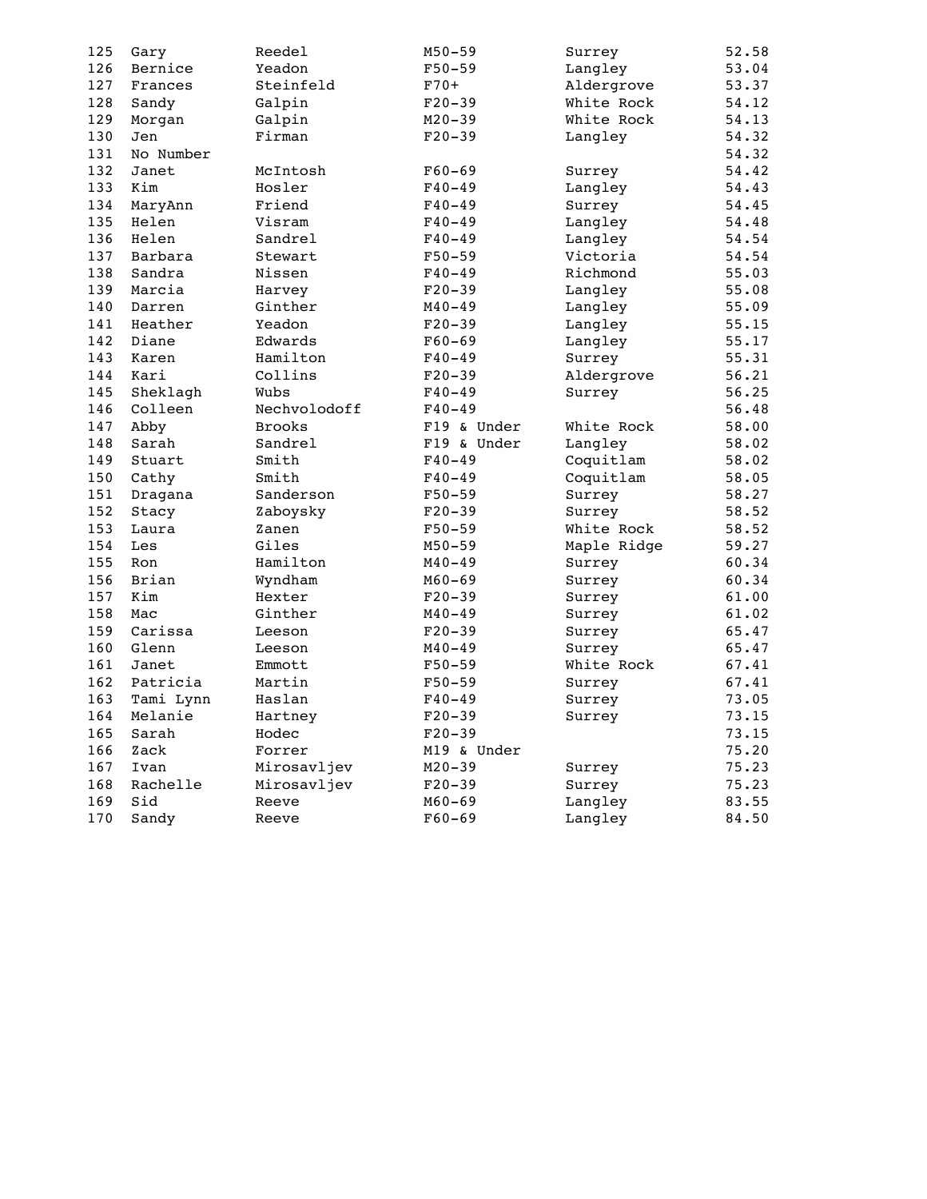| | | | | | |
|---|---|---|---|---|---|
| 125 | Gary | Reedel | M50-59 | Surrey | 52.58 |
| 126 | Bernice | Yeadon | F50-59 | Langley | 53.04 |
| 127 | Frances | Steinfeld | F70+ | Aldergrove | 53.37 |
| 128 | Sandy | Galpin | F20-39 | White Rock | 54.12 |
| 129 | Morgan | Galpin | M20-39 | White Rock | 54.13 |
| 130 | Jen | Firman | F20-39 | Langley | 54.32 |
| 131 | No Number | | | | 54.32 |
| 132 | Janet | McIntosh | F60-69 | Surrey | 54.42 |
| 133 | Kim | Hosler | F40-49 | Langley | 54.43 |
| 134 | MaryAnn | Friend | F40-49 | Surrey | 54.45 |
| 135 | Helen | Visram | F40-49 | Langley | 54.48 |
| 136 | Helen | Sandrel | F40-49 | Langley | 54.54 |
| 137 | Barbara | Stewart | F50-59 | Victoria | 54.54 |
| 138 | Sandra | Nissen | F40-49 | Richmond | 55.03 |
| 139 | Marcia | Harvey | F20-39 | Langley | 55.08 |
| 140 | Darren | Ginther | M40-49 | Langley | 55.09 |
| 141 | Heather | Yeadon | F20-39 | Langley | 55.15 |
| 142 | Diane | Edwards | F60-69 | Langley | 55.17 |
| 143 | Karen | Hamilton | F40-49 | Surrey | 55.31 |
| 144 | Kari | Collins | F20-39 | Aldergrove | 56.21 |
| 145 | Sheklagh | Wubs | F40-49 | Surrey | 56.25 |
| 146 | Colleen | Nechvolodoff | F40-49 | | 56.48 |
| 147 | Abby | Brooks | F19 & Under | White Rock | 58.00 |
| 148 | Sarah | Sandrel | F19 & Under | Langley | 58.02 |
| 149 | Stuart | Smith | F40-49 | Coquitlam | 58.02 |
| 150 | Cathy | Smith | F40-49 | Coquitlam | 58.05 |
| 151 | Dragana | Sanderson | F50-59 | Surrey | 58.27 |
| 152 | Stacy | Zaboysky | F20-39 | Surrey | 58.52 |
| 153 | Laura | Zanen | F50-59 | White Rock | 58.52 |
| 154 | Les | Giles | M50-59 | Maple Ridge | 59.27 |
| 155 | Ron | Hamilton | M40-49 | Surrey | 60.34 |
| 156 | Brian | Wyndham | M60-69 | Surrey | 60.34 |
| 157 | Kim | Hexter | F20-39 | Surrey | 61.00 |
| 158 | Mac | Ginther | M40-49 | Surrey | 61.02 |
| 159 | Carissa | Leeson | F20-39 | Surrey | 65.47 |
| 160 | Glenn | Leeson | M40-49 | Surrey | 65.47 |
| 161 | Janet | Emmott | F50-59 | White Rock | 67.41 |
| 162 | Patricia | Martin | F50-59 | Surrey | 67.41 |
| 163 | Tami Lynn | Haslan | F40-49 | Surrey | 73.05 |
| 164 | Melanie | Hartney | F20-39 | Surrey | 73.15 |
| 165 | Sarah | Hodec | F20-39 | | 73.15 |
| 166 | Zack | Forrer | M19 & Under | | 75.20 |
| 167 | Ivan | Mirosavljev | M20-39 | Surrey | 75.23 |
| 168 | Rachelle | Mirosavljev | F20-39 | Surrey | 75.23 |
| 169 | Sid | Reeve | M60-69 | Langley | 83.55 |
| 170 | Sandy | Reeve | F60-69 | Langley | 84.50 |